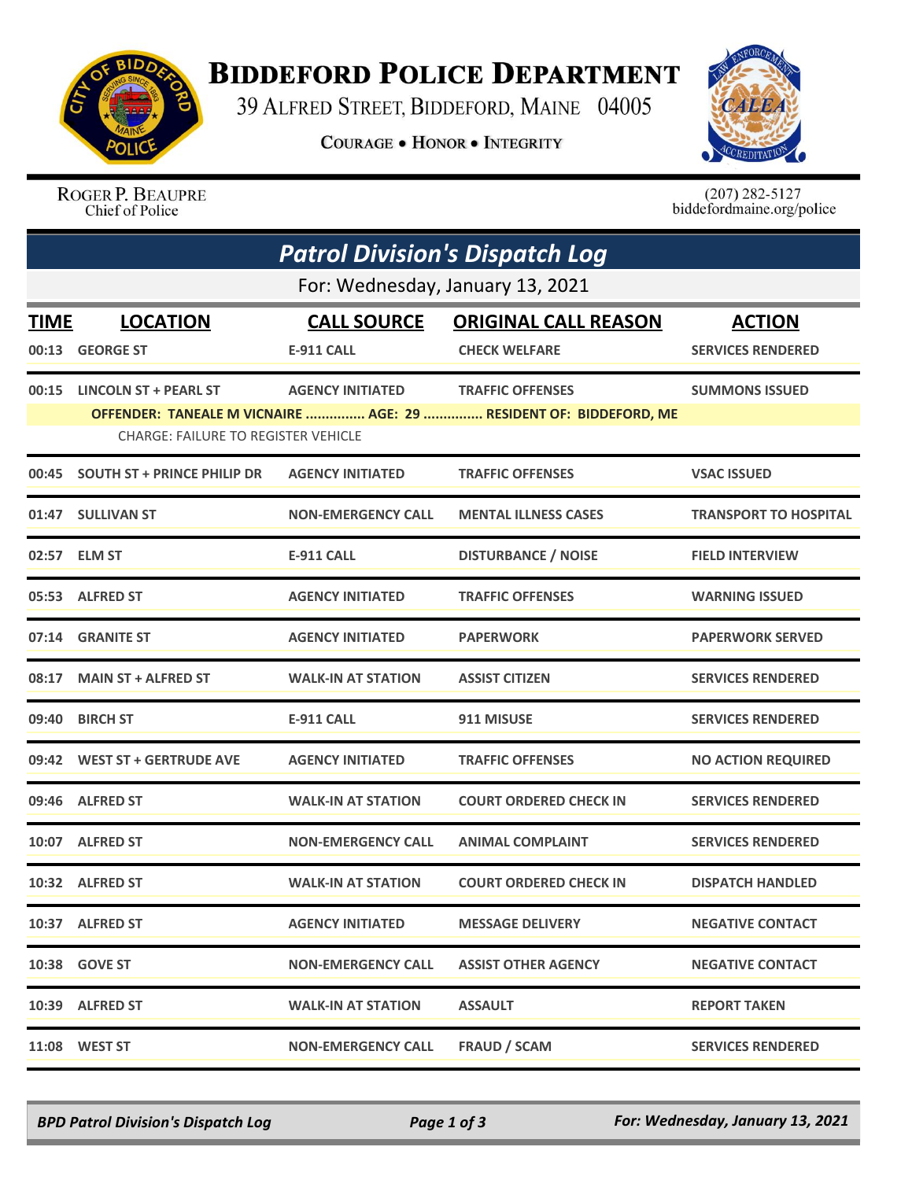# Biddeford Police Department

39 Alfred Street, Biddeford, Maine 04005

Courage • Honor • Integrity

Roger P. Beaupre
Chief of Police

(207) 282-5127
biddefordmaine.org/police

## Patrol Division's Dispatch Log

For: Wednesday, January 13, 2021

| TIME | LOCATION | CALL SOURCE | ORIGINAL CALL REASON | ACTION |
|---|---|---|---|---|
| 00:13 | GEORGE ST | E-911 CALL | CHECK WELFARE | SERVICES RENDERED |
| 00:15 | LINCOLN ST + PEARL ST | AGENCY INITIATED | TRAFFIC OFFENSES | SUMMONS ISSUED |
| | OFFENDER: TANEALE M VICNAIRE ............... AGE: 29 ............... RESIDENT OF: BIDDEFORD, ME | | | |
| | CHARGE: FAILURE TO REGISTER VEHICLE | | | |
| 00:45 | SOUTH ST + PRINCE PHILIP DR | AGENCY INITIATED | TRAFFIC OFFENSES | VSAC ISSUED |
| 01:47 | SULLIVAN ST | NON-EMERGENCY CALL | MENTAL ILLNESS CASES | TRANSPORT TO HOSPITAL |
| 02:57 | ELM ST | E-911 CALL | DISTURBANCE / NOISE | FIELD INTERVIEW |
| 05:53 | ALFRED ST | AGENCY INITIATED | TRAFFIC OFFENSES | WARNING ISSUED |
| 07:14 | GRANITE ST | AGENCY INITIATED | PAPERWORK | PAPERWORK SERVED |
| 08:17 | MAIN ST + ALFRED ST | WALK-IN AT STATION | ASSIST CITIZEN | SERVICES RENDERED |
| 09:40 | BIRCH ST | E-911 CALL | 911 MISUSE | SERVICES RENDERED |
| 09:42 | WEST ST + GERTRUDE AVE | AGENCY INITIATED | TRAFFIC OFFENSES | NO ACTION REQUIRED |
| 09:46 | ALFRED ST | WALK-IN AT STATION | COURT ORDERED CHECK IN | SERVICES RENDERED |
| 10:07 | ALFRED ST | NON-EMERGENCY CALL | ANIMAL COMPLAINT | SERVICES RENDERED |
| 10:32 | ALFRED ST | WALK-IN AT STATION | COURT ORDERED CHECK IN | DISPATCH HANDLED |
| 10:37 | ALFRED ST | AGENCY INITIATED | MESSAGE DELIVERY | NEGATIVE CONTACT |
| 10:38 | GOVE ST | NON-EMERGENCY CALL | ASSIST OTHER AGENCY | NEGATIVE CONTACT |
| 10:39 | ALFRED ST | WALK-IN AT STATION | ASSAULT | REPORT TAKEN |
| 11:08 | WEST ST | NON-EMERGENCY CALL | FRAUD / SCAM | SERVICES RENDERED |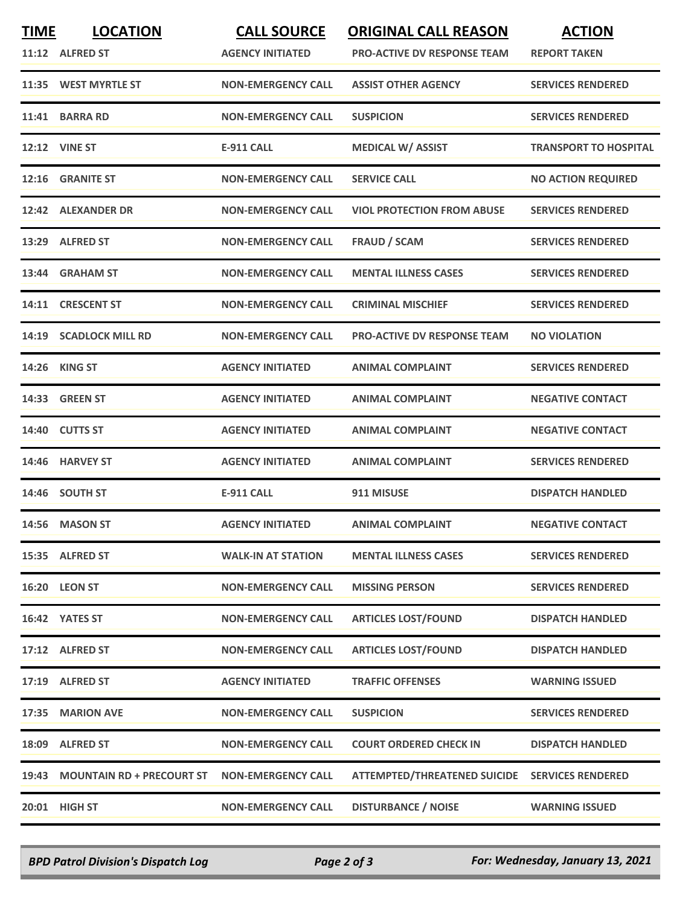| TIME | LOCATION | CALL SOURCE | ORIGINAL CALL REASON | ACTION |
|---|---|---|---|---|
| 11:12 | ALFRED ST | AGENCY INITIATED | PRO-ACTIVE DV RESPONSE TEAM | REPORT TAKEN |
| 11:35 | WEST MYRTLE ST | NON-EMERGENCY CALL | ASSIST OTHER AGENCY | SERVICES RENDERED |
| 11:41 | BARRA RD | NON-EMERGENCY CALL | SUSPICION | SERVICES RENDERED |
| 12:12 | VINE ST | E-911 CALL | MEDICAL W/ ASSIST | TRANSPORT TO HOSPITAL |
| 12:16 | GRANITE ST | NON-EMERGENCY CALL | SERVICE CALL | NO ACTION REQUIRED |
| 12:42 | ALEXANDER DR | NON-EMERGENCY CALL | VIOL PROTECTION FROM ABUSE | SERVICES RENDERED |
| 13:29 | ALFRED ST | NON-EMERGENCY CALL | FRAUD / SCAM | SERVICES RENDERED |
| 13:44 | GRAHAM ST | NON-EMERGENCY CALL | MENTAL ILLNESS CASES | SERVICES RENDERED |
| 14:11 | CRESCENT ST | NON-EMERGENCY CALL | CRIMINAL MISCHIEF | SERVICES RENDERED |
| 14:19 | SCADLOCK MILL RD | NON-EMERGENCY CALL | PRO-ACTIVE DV RESPONSE TEAM | NO VIOLATION |
| 14:26 | KING ST | AGENCY INITIATED | ANIMAL COMPLAINT | SERVICES RENDERED |
| 14:33 | GREEN ST | AGENCY INITIATED | ANIMAL COMPLAINT | NEGATIVE CONTACT |
| 14:40 | CUTTS ST | AGENCY INITIATED | ANIMAL COMPLAINT | NEGATIVE CONTACT |
| 14:46 | HARVEY ST | AGENCY INITIATED | ANIMAL COMPLAINT | SERVICES RENDERED |
| 14:46 | SOUTH ST | E-911 CALL | 911 MISUSE | DISPATCH HANDLED |
| 14:56 | MASON ST | AGENCY INITIATED | ANIMAL COMPLAINT | NEGATIVE CONTACT |
| 15:35 | ALFRED ST | WALK-IN AT STATION | MENTAL ILLNESS CASES | SERVICES RENDERED |
| 16:20 | LEON ST | NON-EMERGENCY CALL | MISSING PERSON | SERVICES RENDERED |
| 16:42 | YATES ST | NON-EMERGENCY CALL | ARTICLES LOST/FOUND | DISPATCH HANDLED |
| 17:12 | ALFRED ST | NON-EMERGENCY CALL | ARTICLES LOST/FOUND | DISPATCH HANDLED |
| 17:19 | ALFRED ST | AGENCY INITIATED | TRAFFIC OFFENSES | WARNING ISSUED |
| 17:35 | MARION AVE | NON-EMERGENCY CALL | SUSPICION | SERVICES RENDERED |
| 18:09 | ALFRED ST | NON-EMERGENCY CALL | COURT ORDERED CHECK IN | DISPATCH HANDLED |
| 19:43 | MOUNTAIN RD + PRECOURT ST | NON-EMERGENCY CALL | ATTEMPTED/THREATENED SUICIDE | SERVICES RENDERED |
| 20:01 | HIGH ST | NON-EMERGENCY CALL | DISTURBANCE / NOISE | WARNING ISSUED |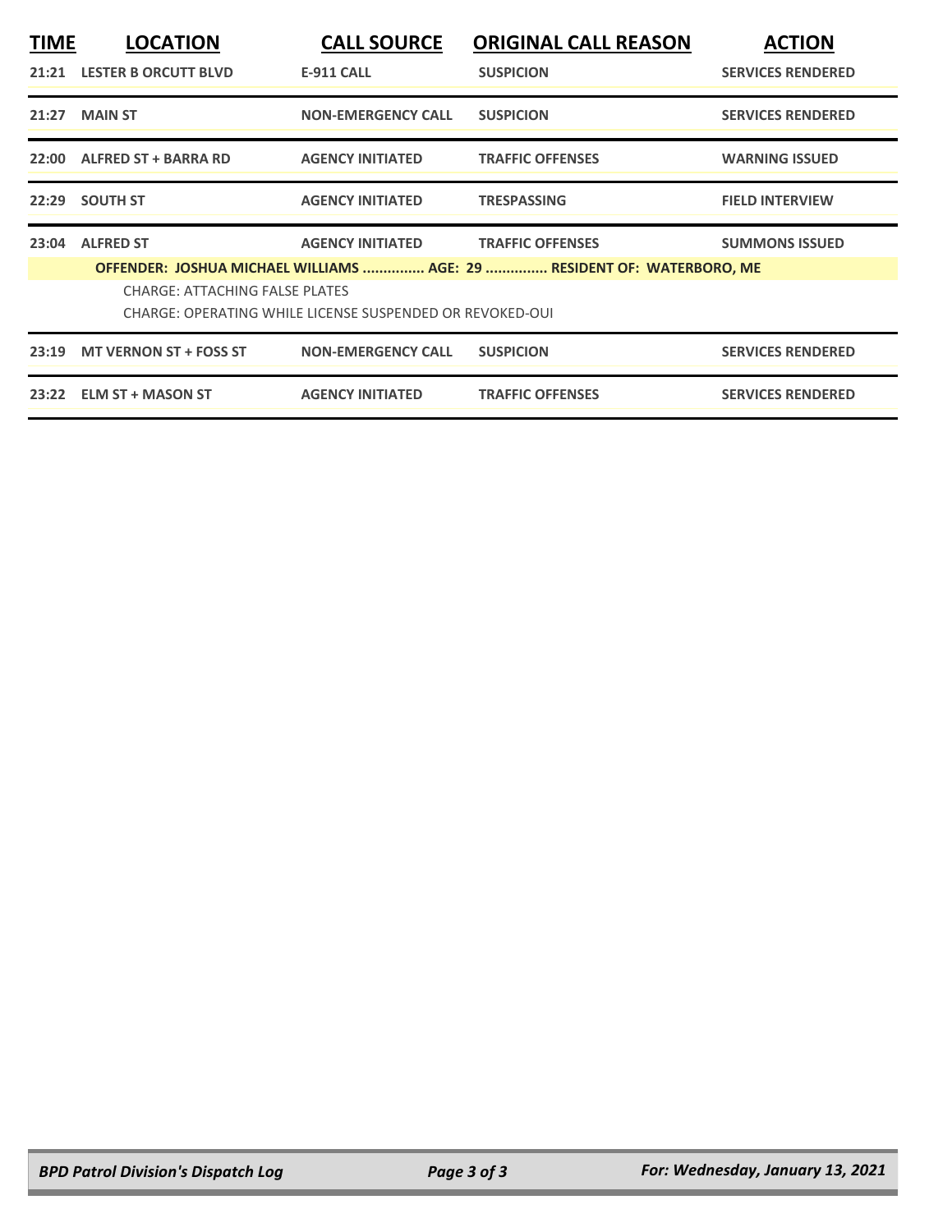| TIME | LOCATION | CALL SOURCE | ORIGINAL CALL REASON | ACTION |
|---|---|---|---|---|
| 21:21 | LESTER B ORCUTT BLVD | E-911 CALL | SUSPICION | SERVICES RENDERED |
| 21:27 | MAIN ST | NON-EMERGENCY CALL | SUSPICION | SERVICES RENDERED |
| 22:00 | ALFRED ST + BARRA RD | AGENCY INITIATED | TRAFFIC OFFENSES | WARNING ISSUED |
| 22:29 | SOUTH ST | AGENCY INITIATED | TRESPASSING | FIELD INTERVIEW |
| 23:04 | ALFRED ST | AGENCY INITIATED | TRAFFIC OFFENSES | SUMMONS ISSUED |
| | OFFENDER: JOSHUA MICHAEL WILLIAMS ............... AGE: 29 ............... RESIDENT OF: WATERBORO, ME | | | |
| | CHARGE: ATTACHING FALSE PLATES | | | |
| | CHARGE: OPERATING WHILE LICENSE SUSPENDED OR REVOKED-OUI | | | |
| 23:19 | MT VERNON ST + FOSS ST | NON-EMERGENCY CALL | SUSPICION | SERVICES RENDERED |
| 23:22 | ELM ST + MASON ST | AGENCY INITIATED | TRAFFIC OFFENSES | SERVICES RENDERED |